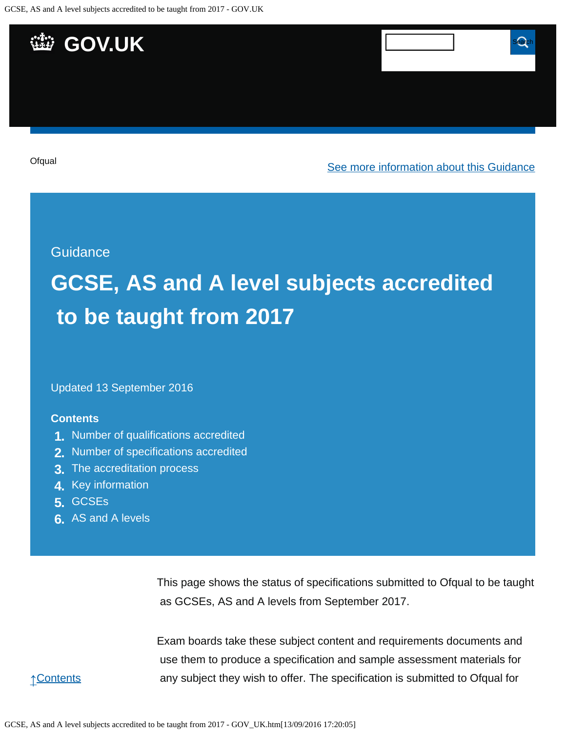Ofqual

See more information about this Guidance

Guidance

# GCSE, AS and A level subjects accredited to be taught from 2017

Updated 13 September 2016

**Contents**

1. Number of qualifications accredited
2. Number of specifications accredited
3. The accreditation process
4. Key information
5. GCSEs
6. AS and A levels

This page shows the status of specifications submitted to Ofqual to be taught as GCSEs, AS and A levels from September 2017.

Exam boards take these subject content and requirements documents and use them to produce a specification and sample assessment materials for any subject they wish to offer. The specification is submitted to Ofqual for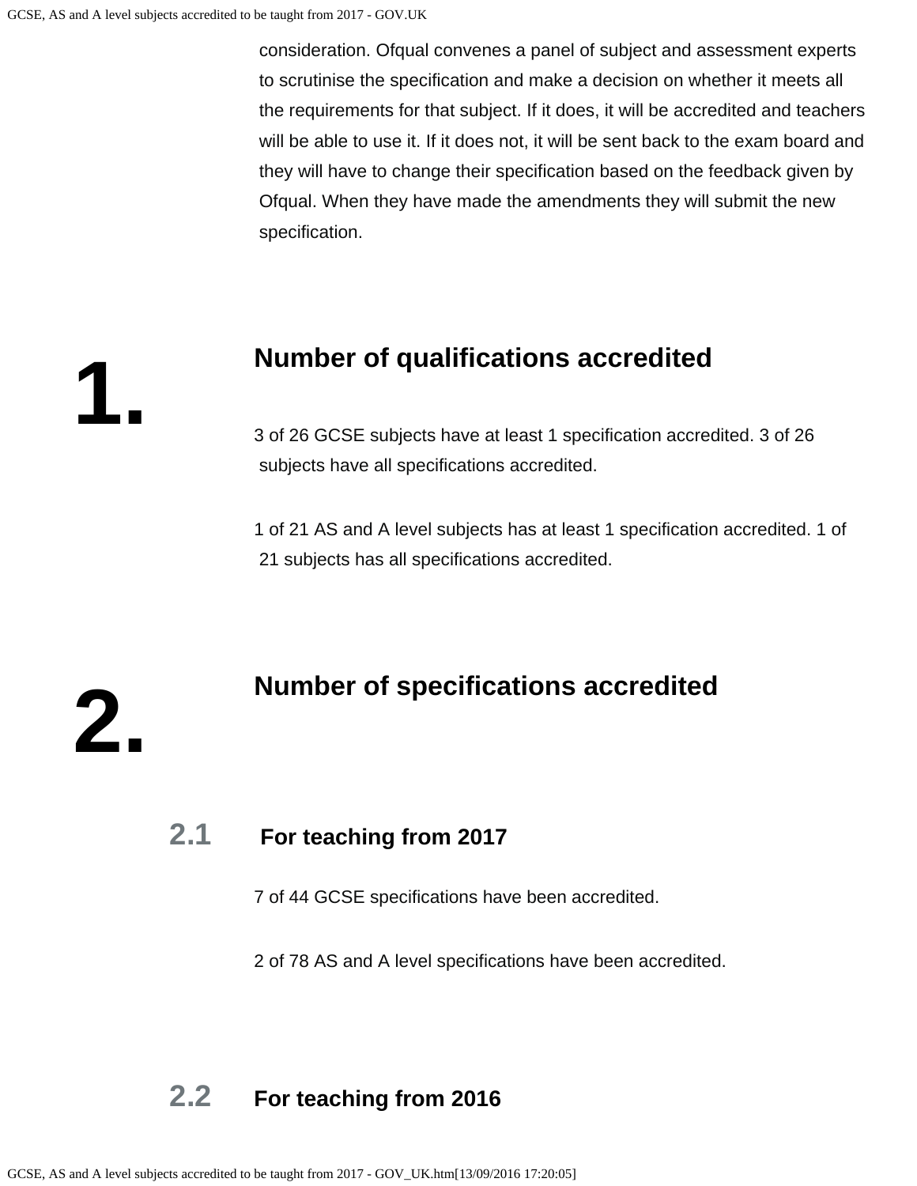consideration. Ofqual convenes a panel of subject and assessment experts to scrutinise the specification and make a decision on whether it meets all the requirements for that subject. If it does, it will be accredited and teachers will be able to use it. If it does not, it will be sent back to the exam board and they will have to change their specification based on the feedback given by Ofqual. When they have made the amendments they will submit the new specification.

## 1. Number of qualifications accredited

3 of 26 GCSE subjects have at least 1 specification accredited. 3 of 26 subjects have all specifications accredited.

1 of 21 AS and A level subjects has at least 1 specification accredited. 1 of 21 subjects has all specifications accredited.

## 2. Number of specifications accredited

### 2.1 For teaching from 2017

7 of 44 GCSE specifications have been accredited.

2 of 78 AS and A level specifications have been accredited.

### 2.2 For teaching from 2016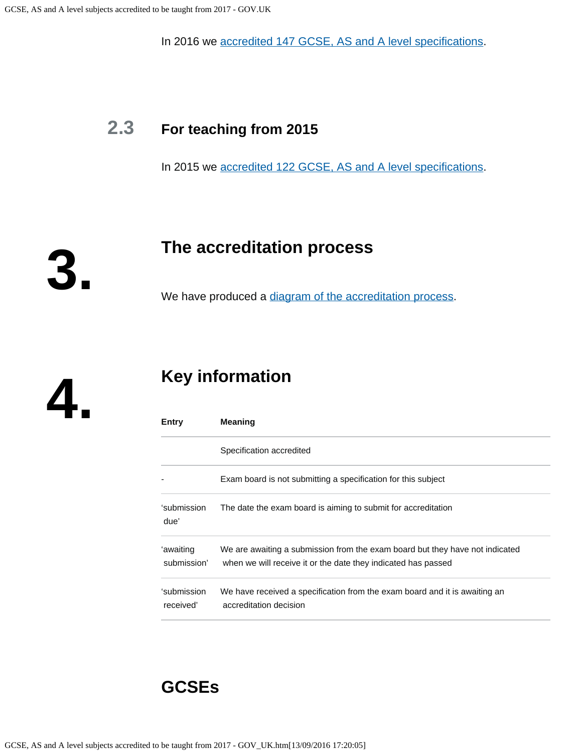In 2016 we accredited 147 GCSE, AS and A level specifications.

### 2.3 For teaching from 2015

In 2015 we accredited 122 GCSE, AS and A level specifications.

## 3. The accreditation process

We have produced a diagram of the accreditation process.

## 4. Key information

| Entry | Meaning |
|---|---|
| | Specification accredited |
| - | Exam board is not submitting a specification for this subject |
| 'submission due' | The date the exam board is aiming to submit for accreditation |
| 'awaiting submission' | We are awaiting a submission from the exam board but they have not indicated when we will receive it or the date they indicated has passed |
| 'submission received' | We have received a specification from the exam board and it is awaiting an accreditation decision |

## GCSEs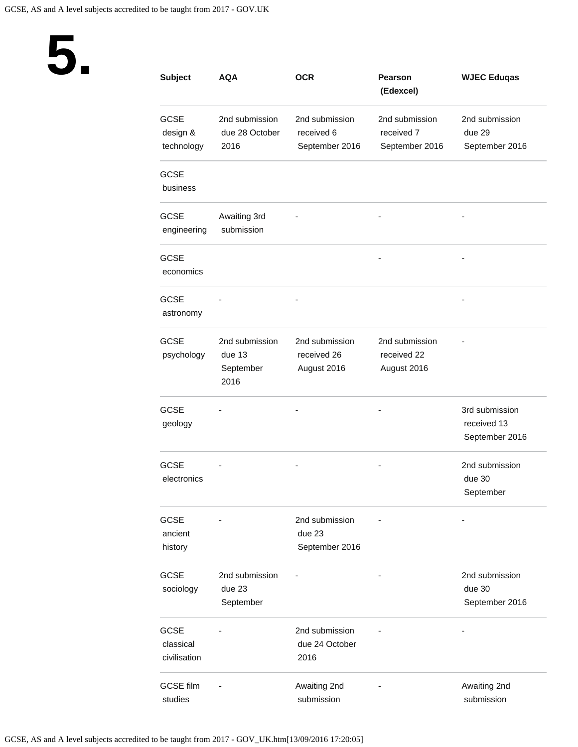# 5.

| Subject | AQA | OCR | Pearson (Edexcel) | WJEC Eduqas |
|---|---|---|---|---|
| GCSE design & technology | 2nd submission due 28 October 2016 | 2nd submission received 6 September 2016 | 2nd submission received 7 September 2016 | 2nd submission due 29 September 2016 |
| GCSE business | | | | |
| GCSE engineering | Awaiting 3rd submission | - | - | - |
| GCSE economics | | | - | - |
| GCSE astronomy | - | - | | - |
| GCSE psychology | 2nd submission due 13 September 2016 | 2nd submission received 26 August 2016 | 2nd submission received 22 August 2016 | - |
| GCSE geology | - | - | - | 3rd submission received 13 September 2016 |
| GCSE electronics | - | - | - | 2nd submission due 30 September |
| GCSE ancient history | - | 2nd submission due 23 September 2016 | - | - |
| GCSE sociology | 2nd submission due 23 September | - | - | 2nd submission due 30 September 2016 |
| GCSE classical civilisation | - | 2nd submission due 24 October 2016 | - | - |
| GCSE film studies | - | Awaiting 2nd submission | - | Awaiting 2nd submission |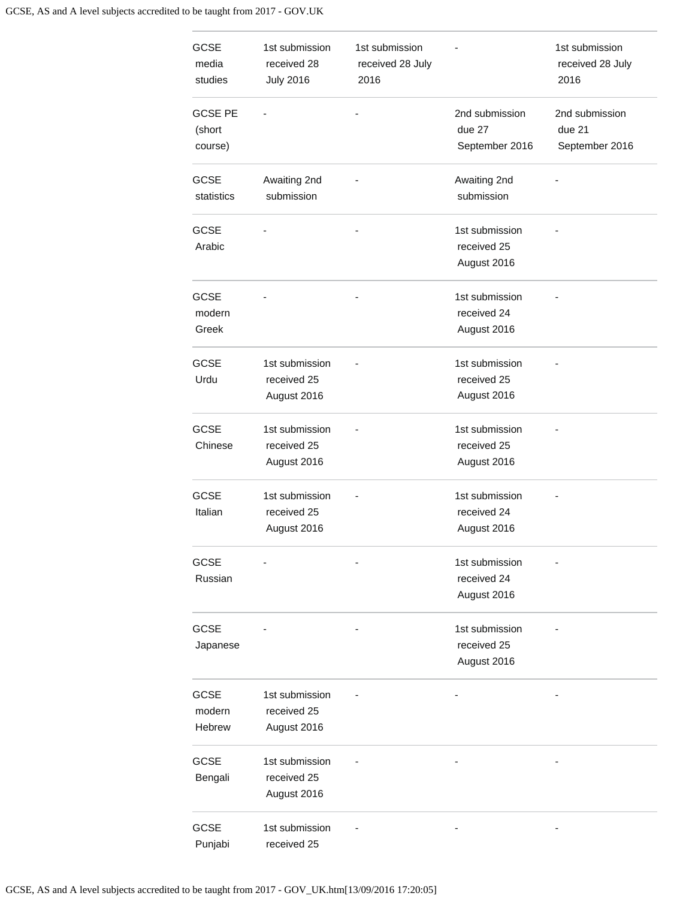| | | | | |
|---|---|---|---|---|
| GCSE media studies | 1st submission received 28 July 2016 | 1st submission received 28 July 2016 | - | 1st submission received 28 July 2016 |
| GCSE PE (short course) | - | - | 2nd submission due 27 September 2016 | 2nd submission due 21 September 2016 |
| GCSE statistics | Awaiting 2nd submission | - | Awaiting 2nd submission | - |
| GCSE Arabic | - | - | 1st submission received 25 August 2016 | - |
| GCSE modern Greek | - | - | 1st submission received 24 August 2016 | - |
| GCSE Urdu | 1st submission received 25 August 2016 | - | 1st submission received 25 August 2016 | - |
| GCSE Chinese | 1st submission received 25 August 2016 | - | 1st submission received 25 August 2016 | - |
| GCSE Italian | 1st submission received 25 August 2016 | - | 1st submission received 24 August 2016 | - |
| GCSE Russian | - | - | 1st submission received 24 August 2016 | - |
| GCSE Japanese | - | - | 1st submission received 25 August 2016 | - |
| GCSE modern Hebrew | 1st submission received 25 August 2016 | - | - | - |
| GCSE Bengali | 1st submission received 25 August 2016 | - | - | - |
| GCSE Punjabi | 1st submission received 25 | - | - | - |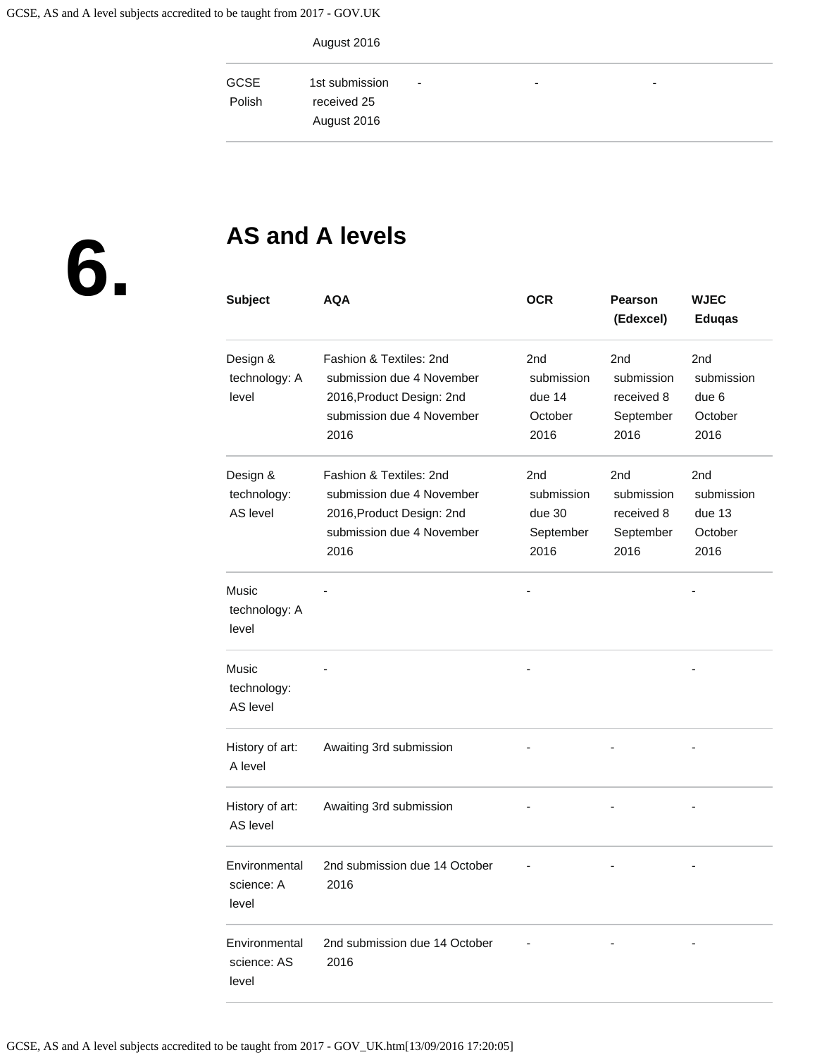| | August 2016 | | | |
|---|---|---|---|---|
| GCSE Polish | 1st submission received 25 August 2016 | - | - | - |

## 6. AS and A levels

| Subject | AQA | OCR | Pearson (Edexcel) | WJEC Eduqas |
|---|---|---|---|---|
| Design & technology: A level | Fashion & Textiles: 2nd submission due 4 November 2016,Product Design: 2nd submission due 4 November 2016 | 2nd submission due 14 October 2016 | 2nd submission received 8 September 2016 | 2nd submission due 6 October 2016 |
| Design & technology: AS level | Fashion & Textiles: 2nd submission due 4 November 2016,Product Design: 2nd submission due 4 November 2016 | 2nd submission due 30 September 2016 | 2nd submission received 8 September 2016 | 2nd submission due 13 October 2016 |
| Music technology: A level | - | - | | - |
| Music technology: AS level | - | - | | - |
| History of art: A level | Awaiting 3rd submission | - | - | - |
| History of art: AS level | Awaiting 3rd submission | - | - | - |
| Environmental science: A level | 2nd submission due 14 October 2016 | - | - | - |
| Environmental science: AS level | 2nd submission due 14 October 2016 | - | - | - |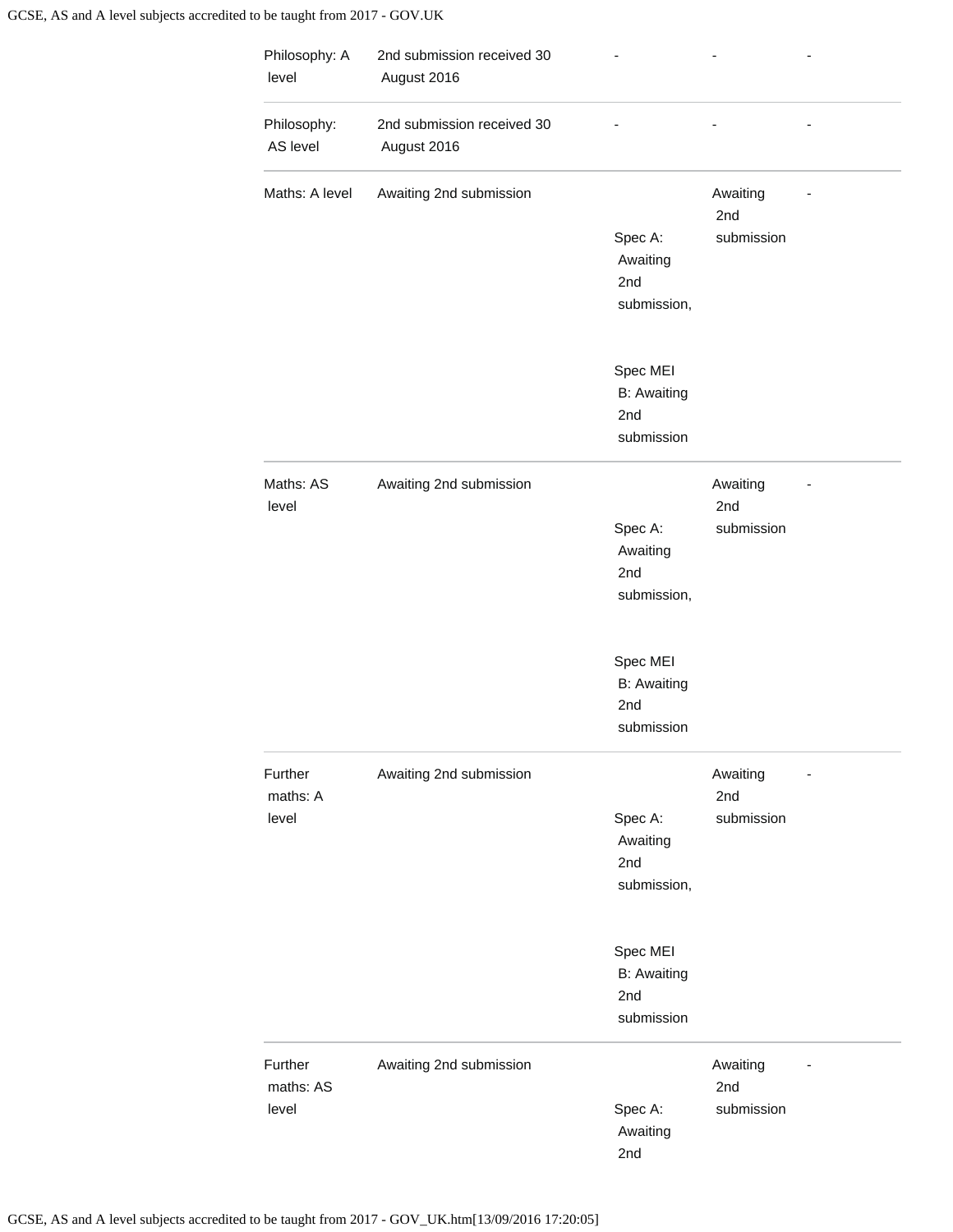| Philosophy: A level | 2nd submission received 30 August 2016 | - | - | - |
|---|---|---|---|---|
| Philosophy: AS level | 2nd submission received 30 August 2016 | - | - | - |
| Maths: A level | Awaiting 2nd submission | Spec A: Awaiting 2nd submission, Spec MEI B: Awaiting 2nd submission | Awaiting 2nd submission | - |
| Maths: AS level | Awaiting 2nd submission | Spec A: Awaiting 2nd submission, Spec MEI B: Awaiting 2nd submission | Awaiting 2nd submission | - |
| Further maths: A level | Awaiting 2nd submission | Spec A: Awaiting 2nd submission, Spec MEI B: Awaiting 2nd submission | Awaiting 2nd submission | - |
| Further maths: AS level | Awaiting 2nd submission | Spec A: Awaiting 2nd | Awaiting 2nd submission | - |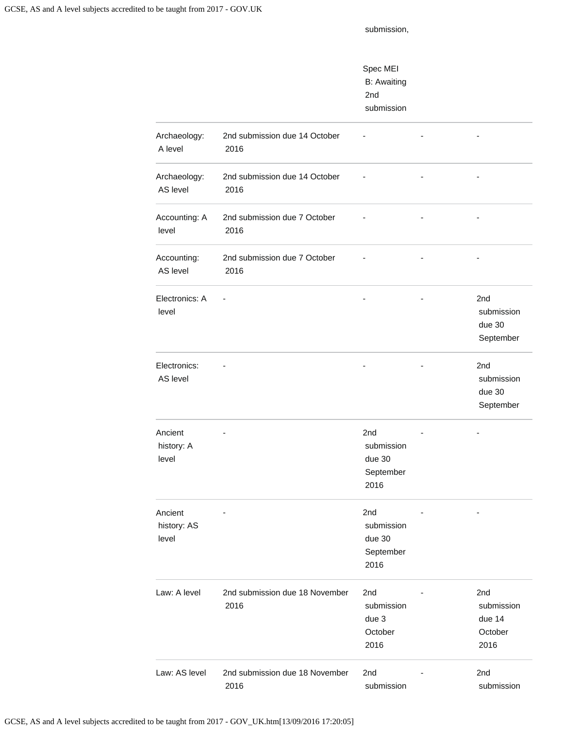| | | | | |
|---|---|---|---|---|
| | | submission,<br><br>Spec MEI B: Awaiting 2nd submission | | |
| Archaeology: A level | 2nd submission due 14 October 2016 | - | - | - |
| Archaeology: AS level | 2nd submission due 14 October 2016 | - | - | - |
| Accounting: A level | 2nd submission due 7 October 2016 | - | - | - |
| Accounting: AS level | 2nd submission due 7 October 2016 | - | - | - |
| Electronics: A level | - | - | - | 2nd submission due 30 September |
| Electronics: AS level | - | - | - | 2nd submission due 30 September |
| Ancient history: A level | - | 2nd submission due 30 September 2016 | - | - |
| Ancient history: AS level | - | 2nd submission due 30 September 2016 | - | - |
| Law: A level | 2nd submission due 18 November 2016 | 2nd submission due 3 October 2016 | - | 2nd submission due 14 October 2016 |
| Law: AS level | 2nd submission due 18 November 2016 | 2nd submission | - | 2nd submission |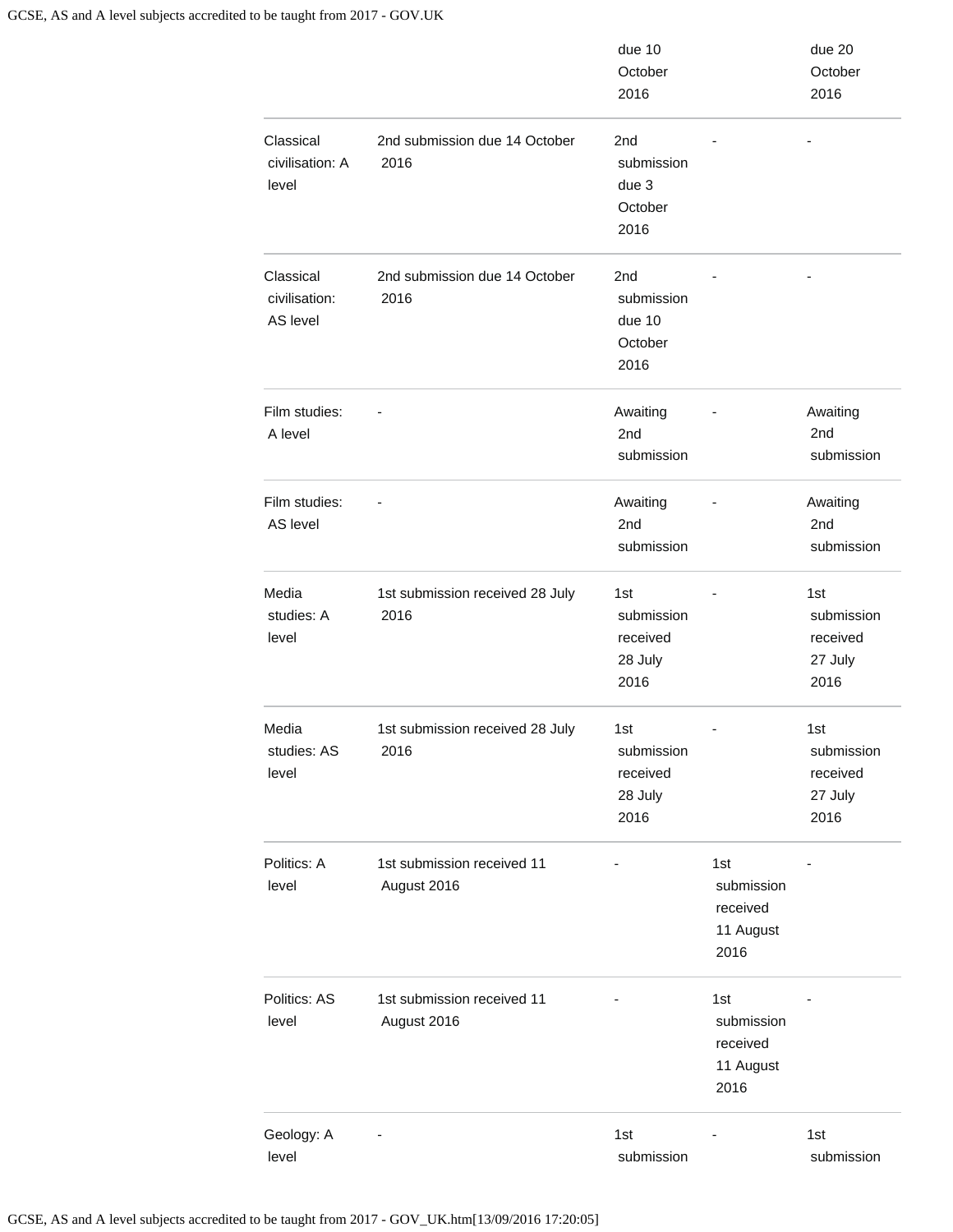| | | due 10 October 2016 | | due 20 October 2016 |
|---|---|---|---|---|
| Classical civilisation: A level | 2nd submission due 14 October 2016 | 2nd submission due 3 October 2016 | - | - |
| Classical civilisation: AS level | 2nd submission due 14 October 2016 | 2nd submission due 10 October 2016 | - | - |
| Film studies: A level | - | Awaiting 2nd submission | - | Awaiting 2nd submission |
| Film studies: AS level | - | Awaiting 2nd submission | - | Awaiting 2nd submission |
| Media studies: A level | 1st submission received 28 July 2016 | 1st submission received 28 July 2016 | - | 1st submission received 27 July 2016 |
| Media studies: AS level | 1st submission received 28 July 2016 | 1st submission received 28 July 2016 | - | 1st submission received 27 July 2016 |
| Politics: A level | 1st submission received 11 August 2016 | - | 1st submission received 11 August 2016 | - |
| Politics: AS level | 1st submission received 11 August 2016 | - | 1st submission received 11 August 2016 | - |
| Geology: A level | - | 1st submission | - | 1st submission |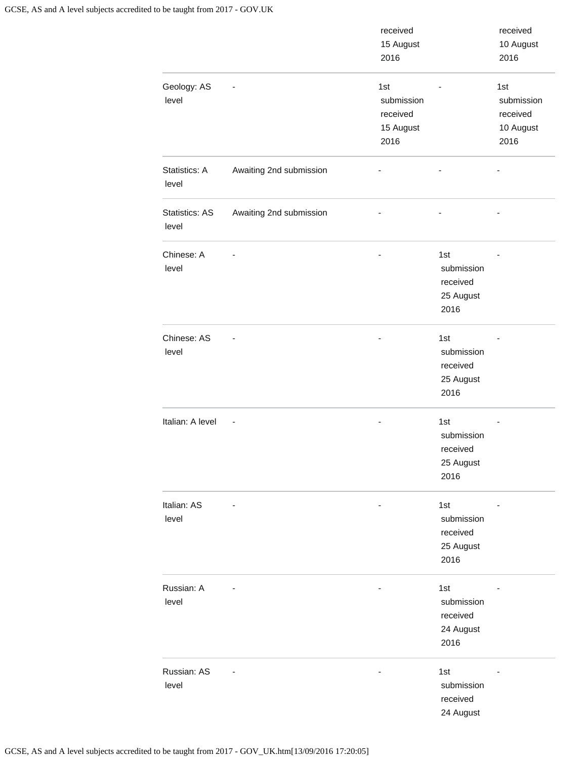| | | received 15 August 2016 | | received 10 August 2016 |
|---|---|---|---|---|
| Geology: AS level | - | 1st submission received 15 August 2016 | - | 1st submission received 10 August 2016 |
| Statistics: A level | Awaiting 2nd submission | - | - | - |
| Statistics: AS level | Awaiting 2nd submission | - | - | - |
| Chinese: A level | - | - | 1st submission received 25 August 2016 | - |
| Chinese: AS level | - | - | 1st submission received 25 August 2016 | - |
| Italian: A level | - | - | 1st submission received 25 August 2016 | - |
| Italian: AS level | - | - | 1st submission received 25 August 2016 | - |
| Russian: A level | - | - | 1st submission received 24 August 2016 | - |
| Russian: AS level | - | - | 1st submission received 24 August | - |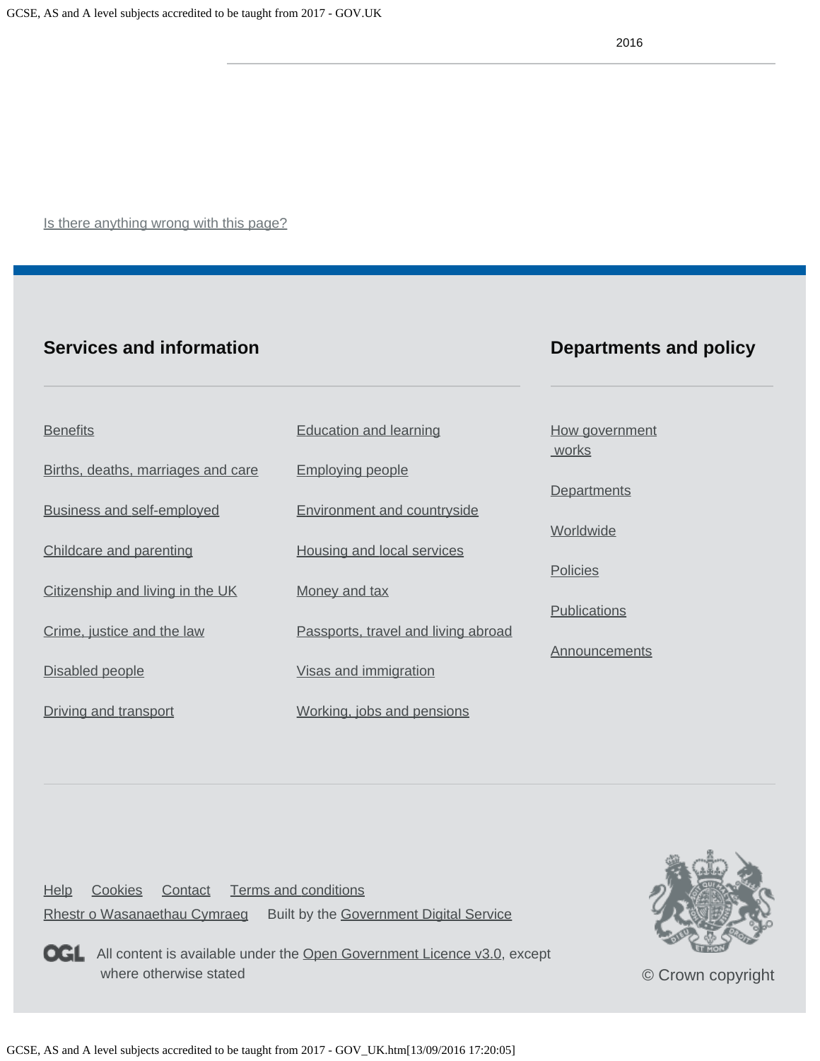2016

Is there anything wrong with this page?

## Services and information

- Benefits
- Births, deaths, marriages and care
- Business and self-employed
- Childcare and parenting
- Citizenship and living in the UK
- Crime, justice and the law
- Disabled people
- Driving and transport
- Education and learning
- Employing people
- Environment and countryside
- Housing and local services
- Money and tax
- Passports, travel and living abroad
- Visas and immigration
- Working, jobs and pensions

## Departments and policy

- How government works
- Departments
- Worldwide
- Policies
- Publications
- Announcements

Help Cookies Contact Terms and conditions

Rhestr o Wasanaethau Cymraeg Built by the Government Digital Service

OGL All content is available under the Open Government Licence v3.0, except where otherwise stated

© Crown copyright